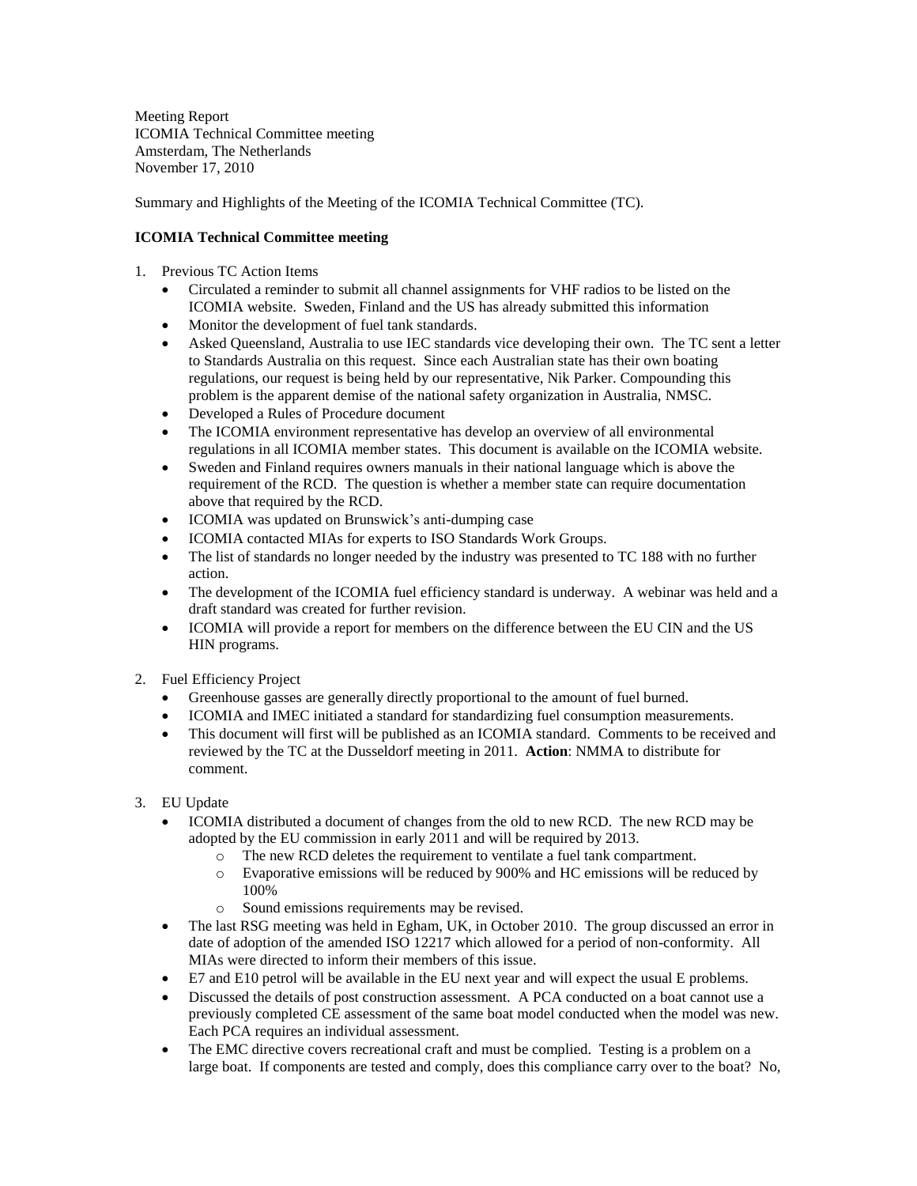Meeting Report
ICOMIA Technical Committee meeting
Amsterdam, The Netherlands
November 17, 2010

Summary and Highlights of the Meeting of the ICOMIA Technical Committee (TC).

**ICOMIA Technical Committee meeting**

1. Previous TC Action Items
   - Circulated a reminder to submit all channel assignments for VHF radios to be listed on the ICOMIA website. Sweden, Finland and the US has already submitted this information
   - Monitor the development of fuel tank standards.
   - Asked Queensland, Australia to use IEC standards vice developing their own. The TC sent a letter to Standards Australia on this request. Since each Australian state has their own boating regulations, our request is being held by our representative, Nik Parker. Compounding this problem is the apparent demise of the national safety organization in Australia, NMSC.
   - Developed a Rules of Procedure document
   - The ICOMIA environment representative has develop an overview of all environmental regulations in all ICOMIA member states. This document is available on the ICOMIA website.
   - Sweden and Finland requires owners manuals in their national language which is above the requirement of the RCD. The question is whether a member state can require documentation above that required by the RCD.
   - ICOMIA was updated on Brunswick's anti-dumping case
   - ICOMIA contacted MIAs for experts to ISO Standards Work Groups.
   - The list of standards no longer needed by the industry was presented to TC 188 with no further action.
   - The development of the ICOMIA fuel efficiency standard is underway. A webinar was held and a draft standard was created for further revision.
   - ICOMIA will provide a report for members on the difference between the EU CIN and the US HIN programs.

2. Fuel Efficiency Project
   - Greenhouse gasses are generally directly proportional to the amount of fuel burned.
   - ICOMIA and IMEC initiated a standard for standardizing fuel consumption measurements.
   - This document will first will be published as an ICOMIA standard. Comments to be received and reviewed by the TC at the Dusseldorf meeting in 2011. **Action**: NMMA to distribute for comment.

3. EU Update
   - ICOMIA distributed a document of changes from the old to new RCD. The new RCD may be adopted by the EU commission in early 2011 and will be required by 2013.
     - The new RCD deletes the requirement to ventilate a fuel tank compartment.
     - Evaporative emissions will be reduced by 900% and HC emissions will be reduced by 100%
     - Sound emissions requirements may be revised.
   - The last RSG meeting was held in Egham, UK, in October 2010. The group discussed an error in date of adoption of the amended ISO 12217 which allowed for a period of non-conformity. All MIAs were directed to inform their members of this issue.
   - E7 and E10 petrol will be available in the EU next year and will expect the usual E problems.
   - Discussed the details of post construction assessment. A PCA conducted on a boat cannot use a previously completed CE assessment of the same boat model conducted when the model was new. Each PCA requires an individual assessment.
   - The EMC directive covers recreational craft and must be complied. Testing is a problem on a large boat. If components are tested and comply, does this compliance carry over to the boat? No,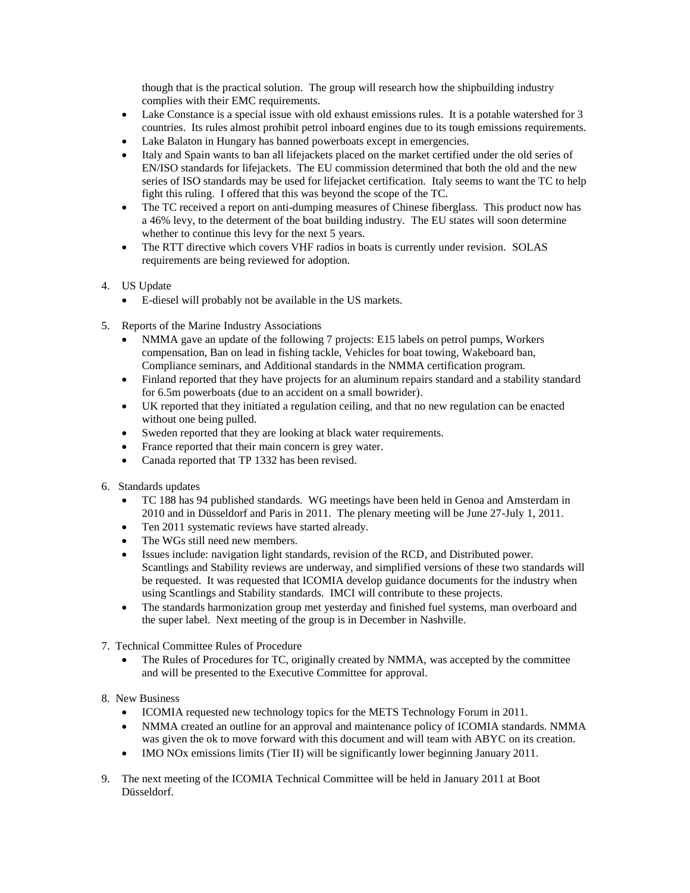though that is the practical solution. The group will research how the shipbuilding industry complies with their EMC requirements.

- Lake Constance is a special issue with old exhaust emissions rules. It is a potable watershed for 3 countries. Its rules almost prohibit petrol inboard engines due to its tough emissions requirements.
- Lake Balaton in Hungary has banned powerboats except in emergencies.
- Italy and Spain wants to ban all lifejackets placed on the market certified under the old series of EN/ISO standards for lifejackets. The EU commission determined that both the old and the new series of ISO standards may be used for lifejacket certification. Italy seems to want the TC to help fight this ruling. I offered that this was beyond the scope of the TC.
- The TC received a report on anti-dumping measures of Chinese fiberglass. This product now has a 46% levy, to the determent of the boat building industry. The EU states will soon determine whether to continue this levy for the next 5 years.
- The RTT directive which covers VHF radios in boats is currently under revision. SOLAS requirements are being reviewed for adoption.

4. US Update
   - E-diesel will probably not be available in the US markets.

5. Reports of the Marine Industry Associations
   - NMMA gave an update of the following 7 projects: E15 labels on petrol pumps, Workers compensation, Ban on lead in fishing tackle, Vehicles for boat towing, Wakeboard ban, Compliance seminars, and Additional standards in the NMMA certification program.
   - Finland reported that they have projects for an aluminum repairs standard and a stability standard for 6.5m powerboats (due to an accident on a small bowrider).
   - UK reported that they initiated a regulation ceiling, and that no new regulation can be enacted without one being pulled.
   - Sweden reported that they are looking at black water requirements.
   - France reported that their main concern is grey water.
   - Canada reported that TP 1332 has been revised.

6. Standards updates
   - TC 188 has 94 published standards. WG meetings have been held in Genoa and Amsterdam in 2010 and in Düsseldorf and Paris in 2011. The plenary meeting will be June 27-July 1, 2011.
   - Ten 2011 systematic reviews have started already.
   - The WGs still need new members.
   - Issues include: navigation light standards, revision of the RCD, and Distributed power. Scantlings and Stability reviews are underway, and simplified versions of these two standards will be requested. It was requested that ICOMIA develop guidance documents for the industry when using Scantlings and Stability standards. IMCI will contribute to these projects.
   - The standards harmonization group met yesterday and finished fuel systems, man overboard and the super label. Next meeting of the group is in December in Nashville.

7. Technical Committee Rules of Procedure
   - The Rules of Procedures for TC, originally created by NMMA, was accepted by the committee and will be presented to the Executive Committee for approval.

8. New Business
   - ICOMIA requested new technology topics for the METS Technology Forum in 2011.
   - NMMA created an outline for an approval and maintenance policy of ICOMIA standards. NMMA was given the ok to move forward with this document and will team with ABYC on its creation.
   - IMO NOx emissions limits (Tier II) will be significantly lower beginning January 2011.

9. The next meeting of the ICOMIA Technical Committee will be held in January 2011 at Boot Düsseldorf.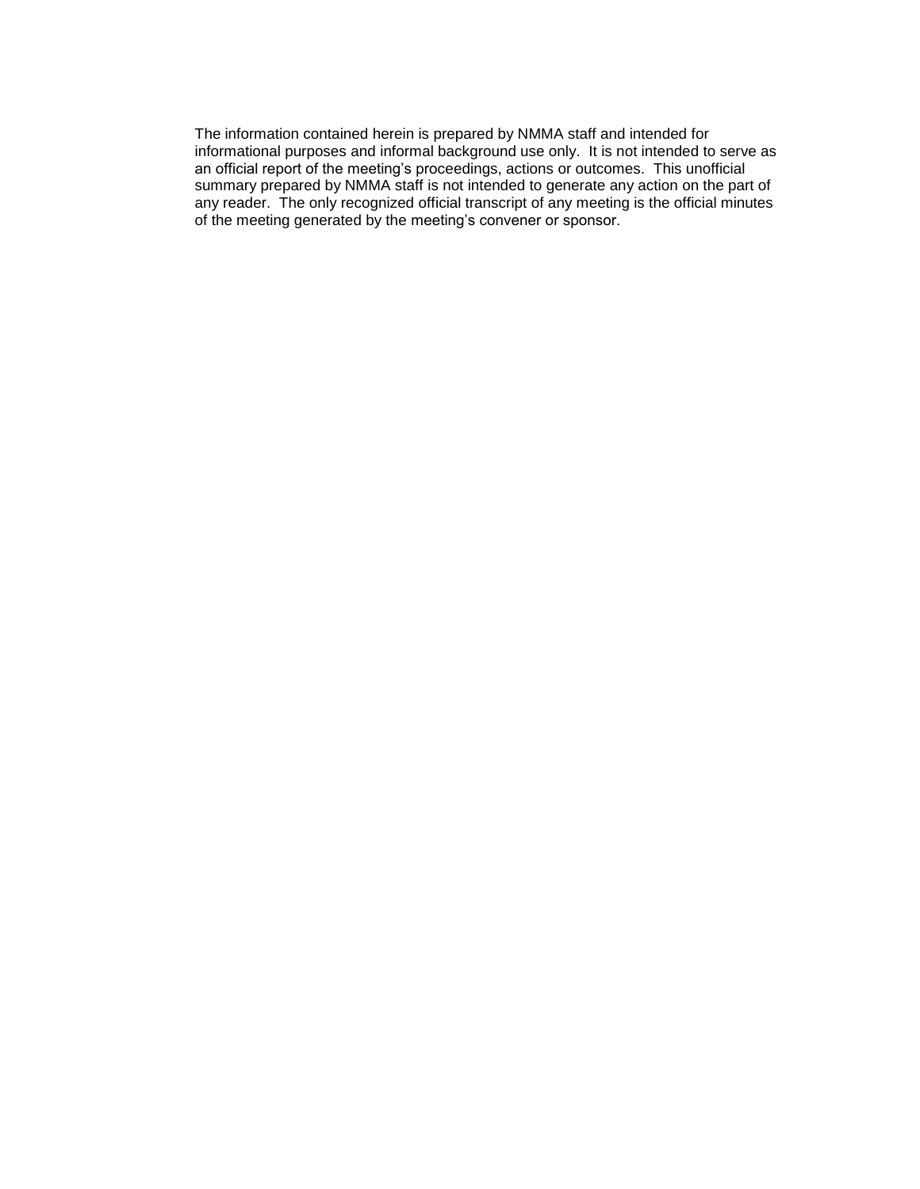The information contained herein is prepared by NMMA staff and intended for informational purposes and informal background use only. It is not intended to serve as an official report of the meeting's proceedings, actions or outcomes. This unofficial summary prepared by NMMA staff is not intended to generate any action on the part of any reader. The only recognized official transcript of any meeting is the official minutes of the meeting generated by the meeting's convener or sponsor.